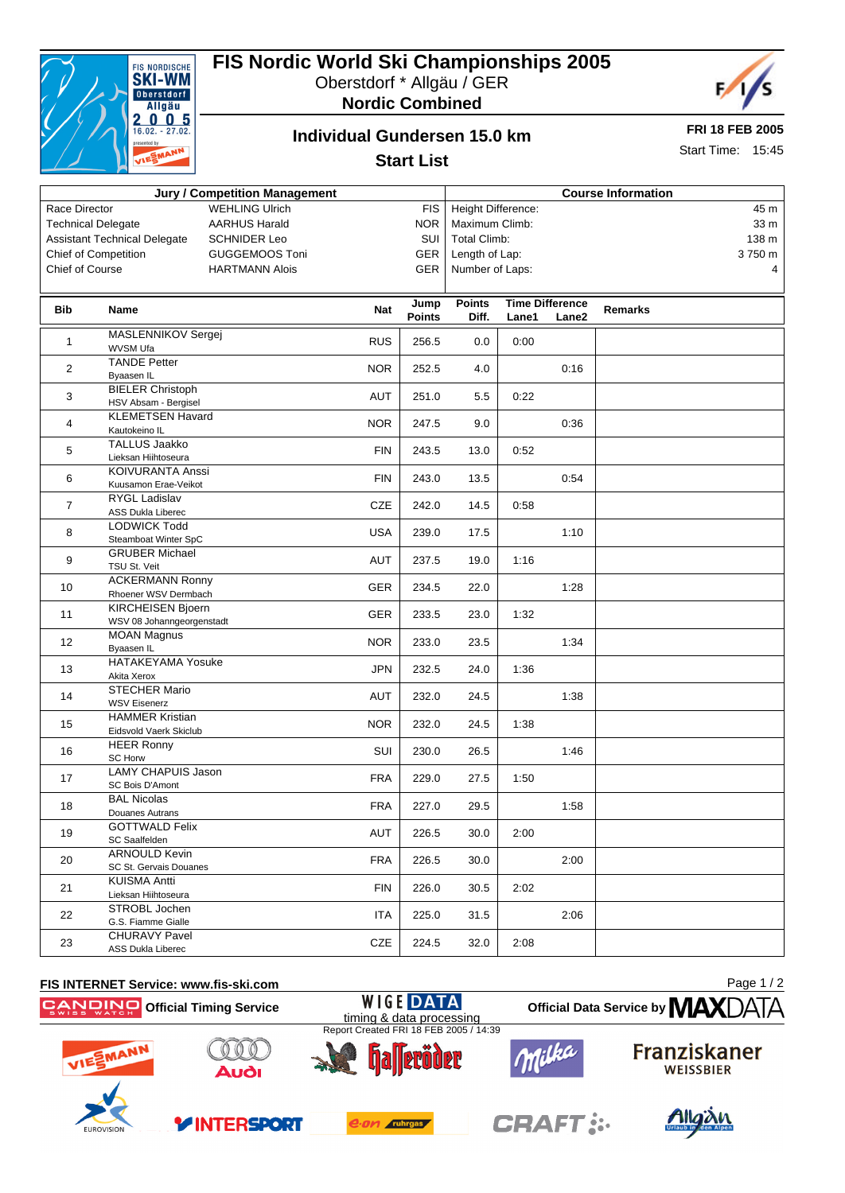# FIS Nordic World Ski Championships 2005

Oberstdorf * Allgäu / GER

**Nordic Combined**

## Individual Gundersen 15.0 km

**Start List**

**FRI 18 FEB 2005**

Start Time: 15:45

| Jury / Competition Management | | |
|---|---|---|
| Race Director | WEHLING Ulrich | FIS |
| Technical Delegate | AARHUS Harald | NOR |
| Assistant Technical Delegate | SCHNIDER Leo | SUI |
| Chief of Competition | GUGGEMOOS Toni | GER |
| Chief of Course | HARTMANN Alois | GER |

| Course Information | |
|---|---|
| Height Difference: | 45 m |
| Maximum Climb: | 33 m |
| Total Climb: | 138 m |
| Length of Lap: | 3 750 m |
| Number of Laps: | 4 |

| Bib | Name | Nat | Jump Points | Points Diff. | Time Difference Lane1 | Time Difference Lane2 | Remarks |
|---|---|---|---|---|---|---|---|
| 1 | MASLENNIKOV Sergej<br>WVSM Ufa | RUS | 256.5 | 0.0 | 0:00 | | |
| 2 | TANDE Petter<br>Byaasen IL | NOR | 252.5 | 4.0 | | 0:16 | |
| 3 | BIELER Christoph<br>HSV Absam - Bergisel | AUT | 251.0 | 5.5 | 0:22 | | |
| 4 | KLEMETSEN Havard<br>Kautokeino IL | NOR | 247.5 | 9.0 | | 0:36 | |
| 5 | TALLUS Jaakko<br>Lieksan Hiihtoseura | FIN | 243.5 | 13.0 | 0:52 | | |
| 6 | KOIVURANTA Anssi<br>Kuusamon Erae-Veikot | FIN | 243.0 | 13.5 | | 0:54 | |
| 7 | RYGL Ladislav<br>ASS Dukla Liberec | CZE | 242.0 | 14.5 | 0:58 | | |
| 8 | LODWICK Todd<br>Steamboat Winter SpC | USA | 239.0 | 17.5 | | 1:10 | |
| 9 | GRUBER Michael<br>TSU St. Veit | AUT | 237.5 | 19.0 | 1:16 | | |
| 10 | ACKERMANN Ronny<br>Rhoener WSV Dermbach | GER | 234.5 | 22.0 | | 1:28 | |
| 11 | KIRCHEISEN Bjoern<br>WSV 08 Johanngeorgenstadt | GER | 233.5 | 23.0 | 1:32 | | |
| 12 | MOAN Magnus<br>Byaasen IL | NOR | 233.0 | 23.5 | | 1:34 | |
| 13 | HATAKEYAMA Yosuke<br>Akita Xerox | JPN | 232.5 | 24.0 | 1:36 | | |
| 14 | STECHER Mario<br>WSV Eisenerz | AUT | 232.0 | 24.5 | | 1:38 | |
| 15 | HAMMER Kristian<br>Eidsvold Vaerk Skiclub | NOR | 232.0 | 24.5 | 1:38 | | |
| 16 | HEER Ronny<br>SC Horw | SUI | 230.0 | 26.5 | | 1:46 | |
| 17 | LAMY CHAPUIS Jason<br>SC Bois D'Amont | FRA | 229.0 | 27.5 | 1:50 | | |
| 18 | BAL Nicolas<br>Douanes Autrans | FRA | 227.0 | 29.5 | | 1:58 | |
| 19 | GOTTWALD Felix<br>SC Saalfelden | AUT | 226.5 | 30.0 | 2:00 | | |
| 20 | ARNOULD Kevin<br>SC St. Gervais Douanes | FRA | 226.5 | 30.0 | | 2:00 | |
| 21 | KUISMA Antti<br>Lieksan Hiihtoseura | FIN | 226.0 | 30.5 | 2:02 | | |
| 22 | STROBL Jochen<br>G.S. Fiamme Gialle | ITA | 225.0 | 31.5 | | 2:06 | |
| 23 | CHURAVY Pavel<br>ASS Dukla Liberec | CZE | 224.5 | 32.0 | 2:08 | | |

FIS INTERNET Service: www.fis-ski.com

Official Timing Service

WIGE DATA timing & data processing

Report Created FRI 18 FEB 2005 / 14:39

Official Data Service by MAXDATA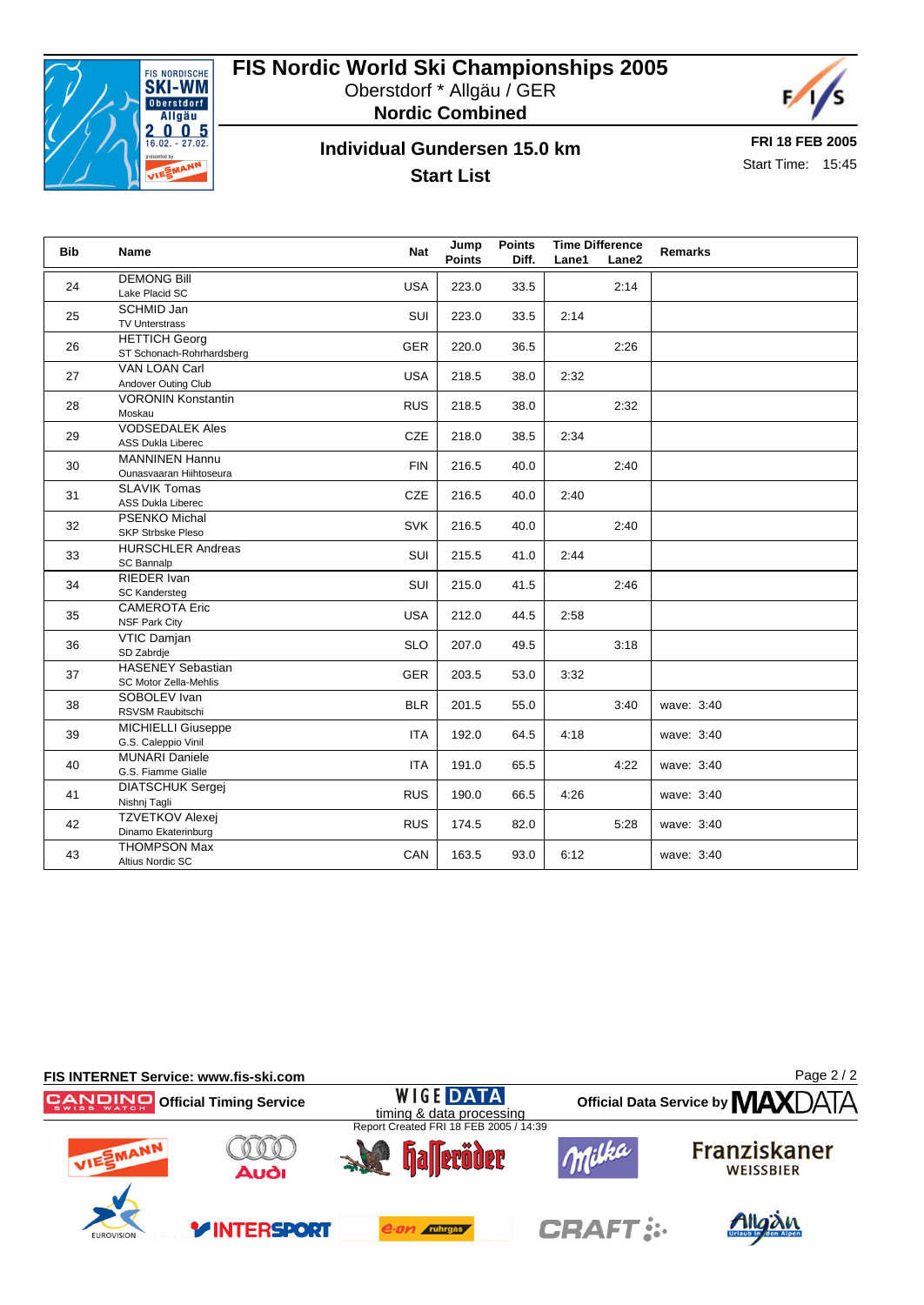# FIS Nordic World Ski Championships 2005

Oberstdorf * Allgäu / GER

**Nordic Combined**

## Individual Gundersen 15.0 km

### Start List

**FRI 18 FEB 2005**

Start Time: 15:45

| Bib | Name | Nat | Jump Points | Points Diff. | Time Difference Lane1 | Lane2 | Remarks |
|---|---|---|---|---|---|---|---|
| 24 | DEMONG Bill<br>Lake Placid SC | USA | 223.0 | 33.5 | | 2:14 | |
| 25 | SCHMID Jan<br>TV Unterstrass | SUI | 223.0 | 33.5 | 2:14 | | |
| 26 | HETTICH Georg<br>ST Schonach-Rohrhardsberg | GER | 220.0 | 36.5 | | 2:26 | |
| 27 | VAN LOAN Carl<br>Andover Outing Club | USA | 218.5 | 38.0 | 2:32 | | |
| 28 | VORONIN Konstantin<br>Moskau | RUS | 218.5 | 38.0 | | 2:32 | |
| 29 | VODSEDALEK Ales<br>ASS Dukla Liberec | CZE | 218.0 | 38.5 | 2:34 | | |
| 30 | MANNINEN Hannu<br>Ounasvaaran Hiihtoseura | FIN | 216.5 | 40.0 | | 2:40 | |
| 31 | SLAVIK Tomas<br>ASS Dukla Liberec | CZE | 216.5 | 40.0 | 2:40 | | |
| 32 | PSENKO Michal<br>SKP Strbske Pleso | SVK | 216.5 | 40.0 | | 2:40 | |
| 33 | HURSCHLER Andreas<br>SC Bannalp | SUI | 215.5 | 41.0 | 2:44 | | |
| 34 | RIEDER Ivan<br>SC Kandersteg | SUI | 215.0 | 41.5 | | 2:46 | |
| 35 | CAMEROTA Eric<br>NSF Park City | USA | 212.0 | 44.5 | 2:58 | | |
| 36 | VTIC Damjan<br>SD Zabrdje | SLO | 207.0 | 49.5 | | 3:18 | |
| 37 | HASENEY Sebastian<br>SC Motor Zella-Mehlis | GER | 203.5 | 53.0 | 3:32 | | |
| 38 | SOBOLEV Ivan<br>RSVSM Raubitschi | BLR | 201.5 | 55.0 | | 3:40 | wave: 3:40 |
| 39 | MICHIELLI Giuseppe<br>G.S. Caleppio Vinil | ITA | 192.0 | 64.5 | 4:18 | | wave: 3:40 |
| 40 | MUNARI Daniele<br>G.S. Fiamme Gialle | ITA | 191.0 | 65.5 | | 4:22 | wave: 3:40 |
| 41 | DIATSCHUK Sergej<br>Nishnj Tagli | RUS | 190.0 | 66.5 | 4:26 | | wave: 3:40 |
| 42 | TZVETKOV Alexej<br>Dinamo Ekaterinburg | RUS | 174.5 | 82.0 | | 5:28 | wave: 3:40 |
| 43 | THOMPSON Max<br>Altius Nordic SC | CAN | 163.5 | 93.0 | 6:12 | | wave: 3:40 |

FIS INTERNET Service: www.fis-ski.com

CANDINO Official Timing Service

WIGE DATA timing & data processing

Report Created FRI 18 FEB 2005 / 14:39

Official Data Service by MAXDATA